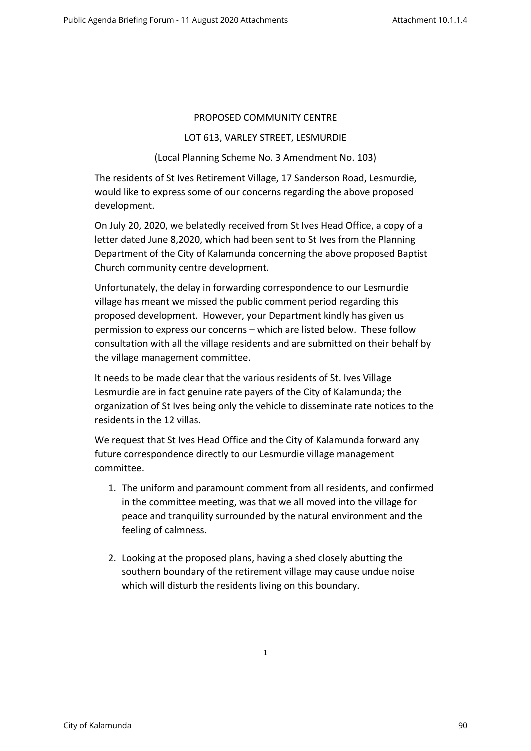PROPOSED COMMUNITY CENTRE

LOT 613, VARLEY STREET, LESMURDIE

(Local Planning Scheme No. 3 Amendment No. 103)

The residents of St Ives Retirement Village, 17 Sanderson Road, Lesmurdie, would like to express some of our concerns regarding the above proposed development.

On July 20, 2020, we belatedly received from St Ives Head Office, a copy of a letter dated June 8,2020, which had been sent to St Ives from the Planning Department of the City of Kalamunda concerning the above proposed Baptist Church community centre development.

Unfortunately, the delay in forwarding correspondence to our Lesmurdie village has meant we missed the public comment period regarding this proposed development. However, your Department kindly has given us permission to express our concerns – which are listed below. These follow consultation with all the village residents and are submitted on their behalf by the village management committee.

It needs to be made clear that the various residents of St. Ives Village Lesmurdie are in fact genuine rate payers of the City of Kalamunda; the organization of St Ives being only the vehicle to disseminate rate notices to the residents in the 12 villas.

We request that St Ives Head Office and the City of Kalamunda forward any future correspondence directly to our Lesmurdie village management committee.

1. The uniform and paramount comment from all residents, and confirmed in the committee meeting, was that we all moved into the village for peace and tranquility surrounded by the natural environment and the feeling of calmness.

2. Looking at the proposed plans, having a shed closely abutting the southern boundary of the retirement village may cause undue noise which will disturb the residents living on this boundary.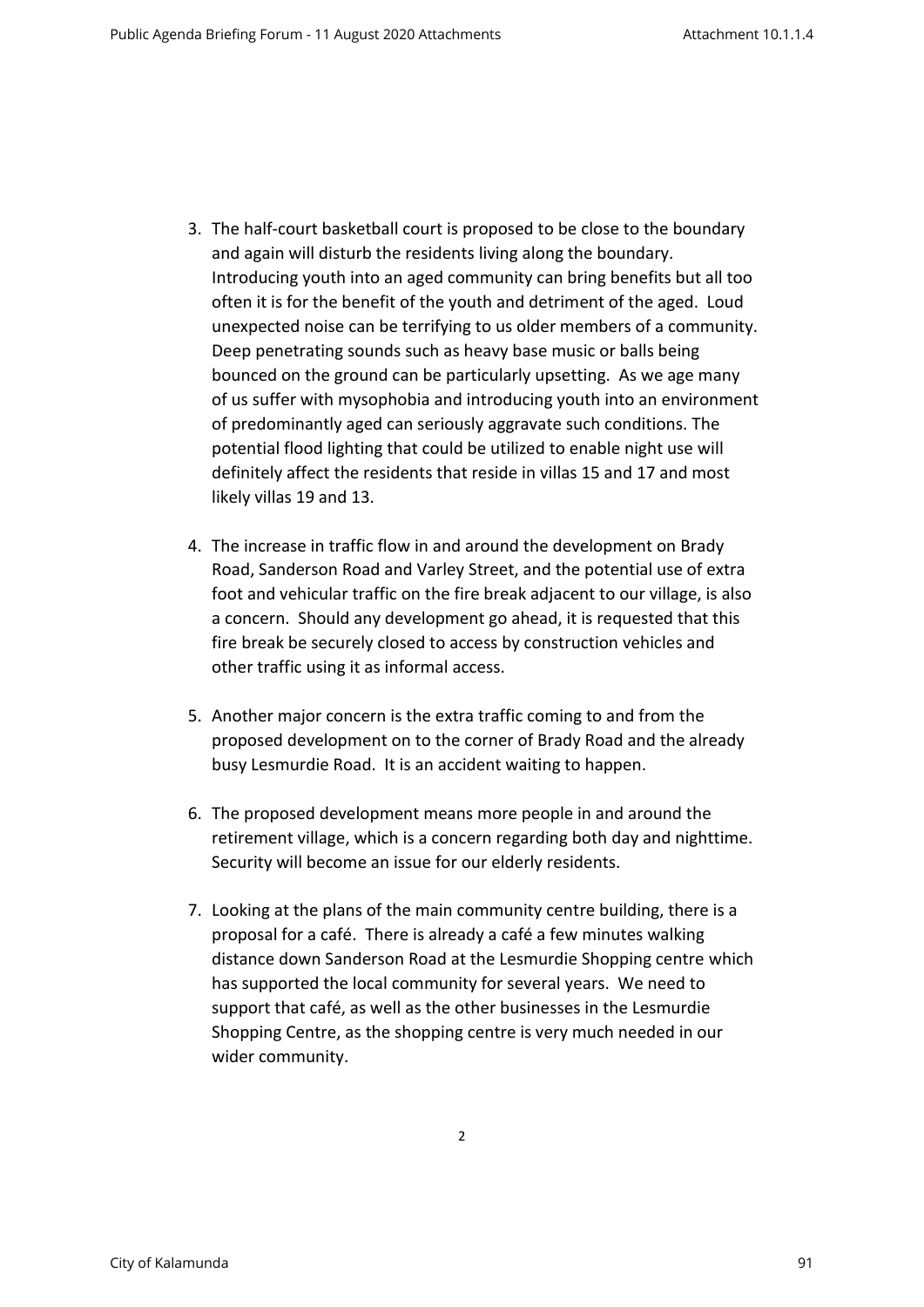3. The half-court basketball court is proposed to be close to the boundary and again will disturb the residents living along the boundary. Introducing youth into an aged community can bring benefits but all too often it is for the benefit of the youth and detriment of the aged. Loud unexpected noise can be terrifying to us older members of a community. Deep penetrating sounds such as heavy base music or balls being bounced on the ground can be particularly upsetting. As we age many of us suffer with mysophobia and introducing youth into an environment of predominantly aged can seriously aggravate such conditions. The potential flood lighting that could be utilized to enable night use will definitely affect the residents that reside in villas 15 and 17 and most likely villas 19 and 13.

4. The increase in traffic flow in and around the development on Brady Road, Sanderson Road and Varley Street, and the potential use of extra foot and vehicular traffic on the fire break adjacent to our village, is also a concern. Should any development go ahead, it is requested that this fire break be securely closed to access by construction vehicles and other traffic using it as informal access.

5. Another major concern is the extra traffic coming to and from the proposed development on to the corner of Brady Road and the already busy Lesmurdie Road. It is an accident waiting to happen.

6. The proposed development means more people in and around the retirement village, which is a concern regarding both day and nighttime. Security will become an issue for our elderly residents.

7. Looking at the plans of the main community centre building, there is a proposal for a café. There is already a café a few minutes walking distance down Sanderson Road at the Lesmurdie Shopping centre which has supported the local community for several years. We need to support that café, as well as the other businesses in the Lesmurdie Shopping Centre, as the shopping centre is very much needed in our wider community.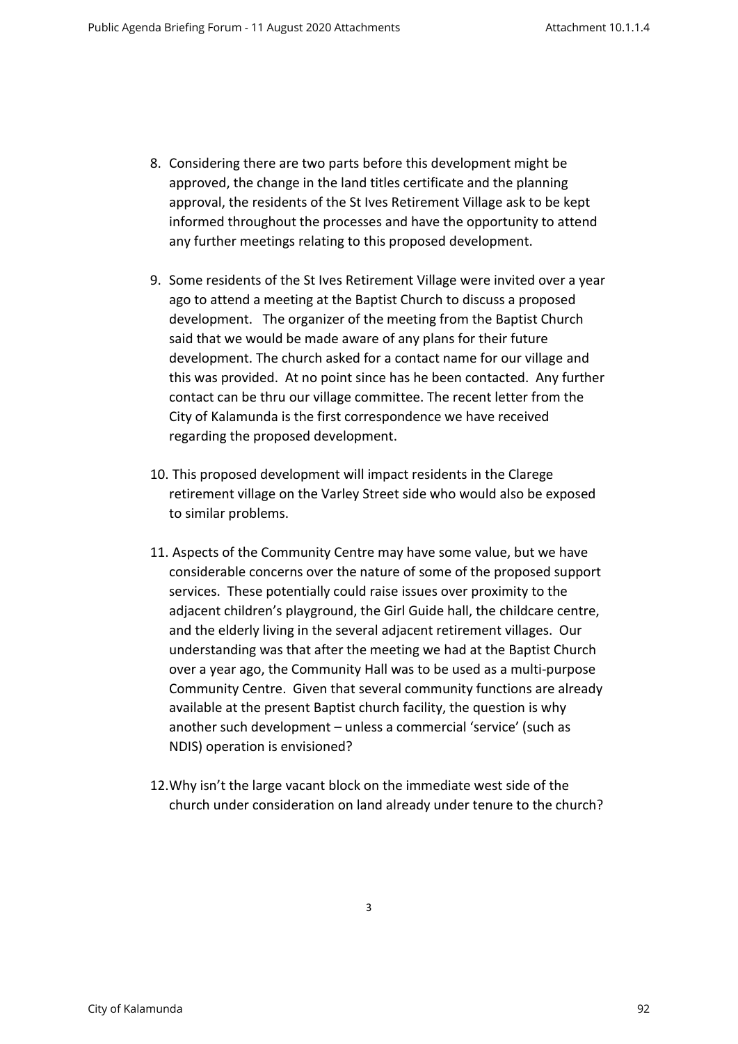8. Considering there are two parts before this development might be approved, the change in the land titles certificate and the planning approval, the residents of the St Ives Retirement Village ask to be kept informed throughout the processes and have the opportunity to attend any further meetings relating to this proposed development.

9. Some residents of the St Ives Retirement Village were invited over a year ago to attend a meeting at the Baptist Church to discuss a proposed development. The organizer of the meeting from the Baptist Church said that we would be made aware of any plans for their future development. The church asked for a contact name for our village and this was provided. At no point since has he been contacted. Any further contact can be thru our village committee. The recent letter from the City of Kalamunda is the first correspondence we have received regarding the proposed development.

10. This proposed development will impact residents in the Clarege retirement village on the Varley Street side who would also be exposed to similar problems.

11. Aspects of the Community Centre may have some value, but we have considerable concerns over the nature of some of the proposed support services. These potentially could raise issues over proximity to the adjacent children's playground, the Girl Guide hall, the childcare centre, and the elderly living in the several adjacent retirement villages. Our understanding was that after the meeting we had at the Baptist Church over a year ago, the Community Hall was to be used as a multi-purpose Community Centre. Given that several community functions are already available at the present Baptist church facility, the question is why another such development – unless a commercial 'service' (such as NDIS) operation is envisioned?

12. Why isn't the large vacant block on the immediate west side of the church under consideration on land already under tenure to the church?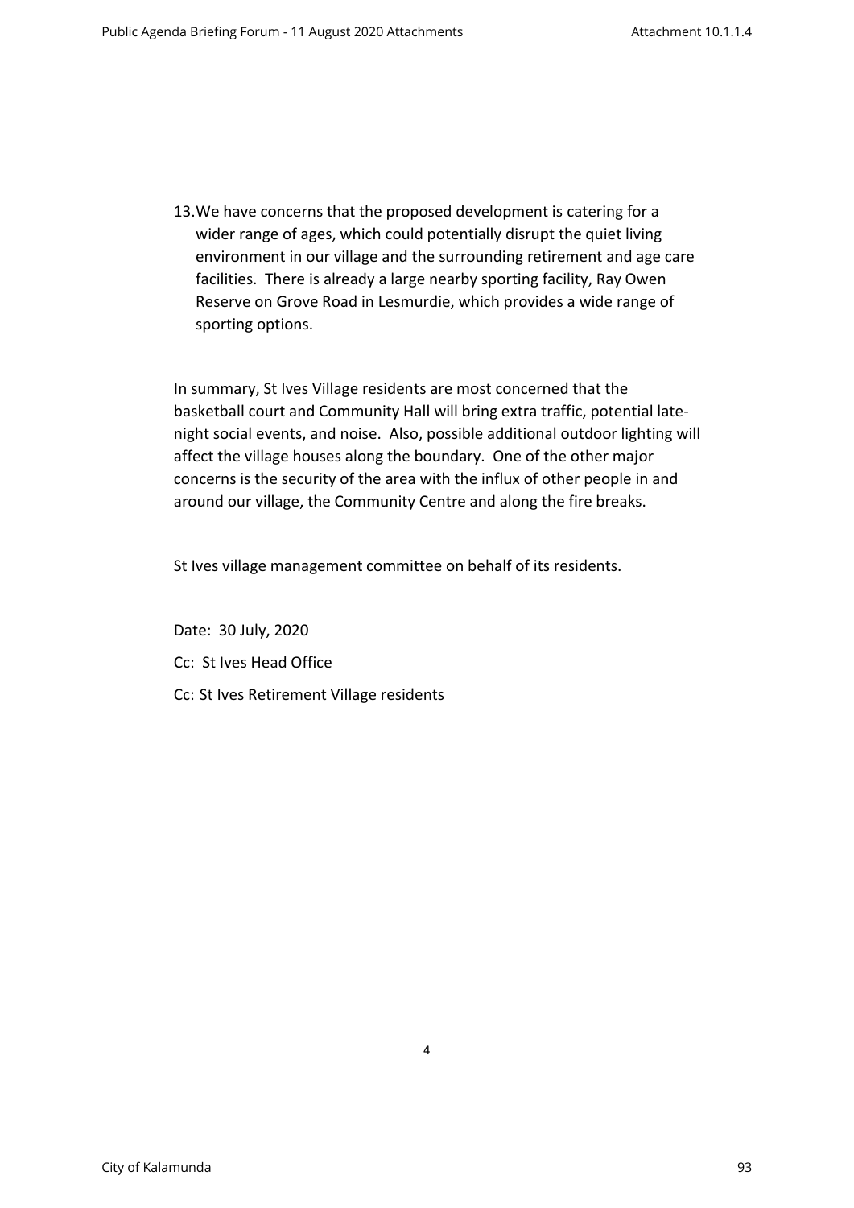13. We have concerns that the proposed development is catering for a wider range of ages, which could potentially disrupt the quiet living environment in our village and the surrounding retirement and age care facilities. There is already a large nearby sporting facility, Ray Owen Reserve on Grove Road in Lesmurdie, which provides a wide range of sporting options.

In summary, St Ives Village residents are most concerned that the basketball court and Community Hall will bring extra traffic, potential late-night social events, and noise. Also, possible additional outdoor lighting will affect the village houses along the boundary. One of the other major concerns is the security of the area with the influx of other people in and around our village, the Community Centre and along the fire breaks.

St Ives village management committee on behalf of its residents.

Date: 30 July, 2020

Cc: St Ives Head Office

Cc: St Ives Retirement Village residents